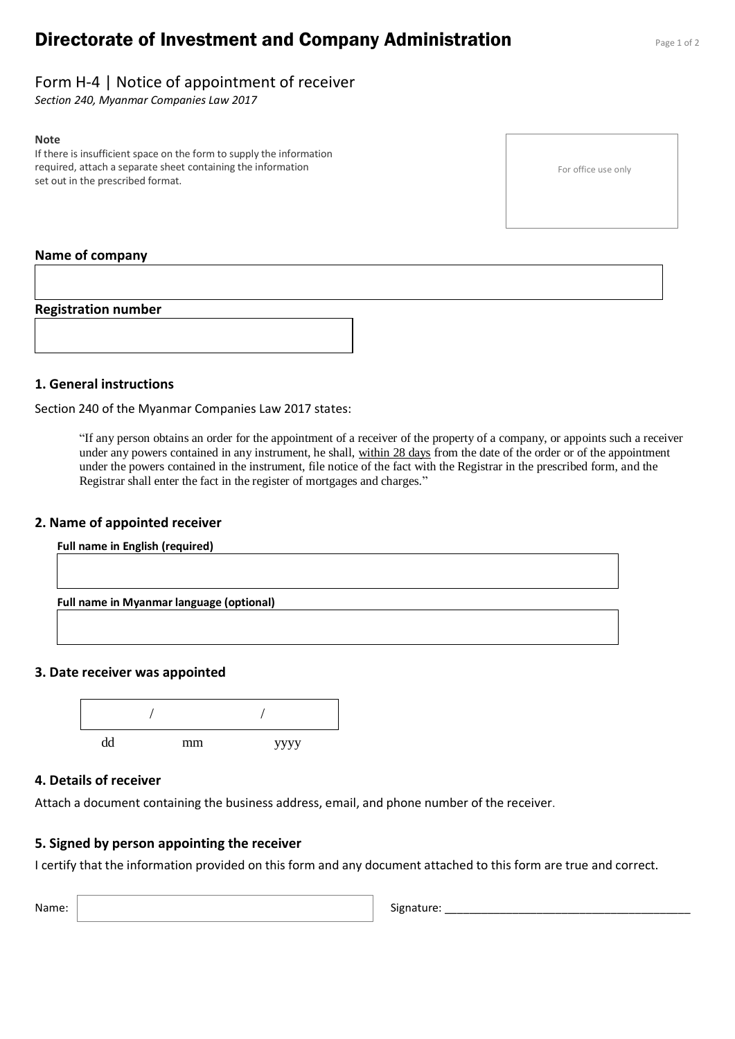# Directorate of Investment and Company Administration

## Form H-4 | Notice of appointment of receiver

*Section 240, Myanmar Companies Law 2017*

**Note**

If there is insufficient space on the form to supply the information required, attach a separate sheet containing the information set out in the prescribed format.

For office use only

**Name of company**

**Registration number**

### 1. General instructions

Section 240 of the Myanmar Companies Law 2017 states:

> "If any person obtains an order for the appointment of a receiver of the property of a company, or appoints such a receiver under any powers contained in any instrument, he shall, within 28 days from the date of the order or of the appointment under the powers contained in the instrument, file notice of the fact with the Registrar in the prescribed form, and the Registrar shall enter the fact in the register of mortgages and charges."

### 2. Name of appointed receiver

**Full name in English (required)**

**Full name in Myanmar language (optional)**

### 3. Date receiver was appointed

/ /

dd mm yyyy

### 4. Details of receiver

Attach a document containing the business address, email, and phone number of the receiver.

### 5. Signed by person appointing the receiver

I certify that the information provided on this form and any document attached to this form are true and correct.

Name:

Signature: ________________________________________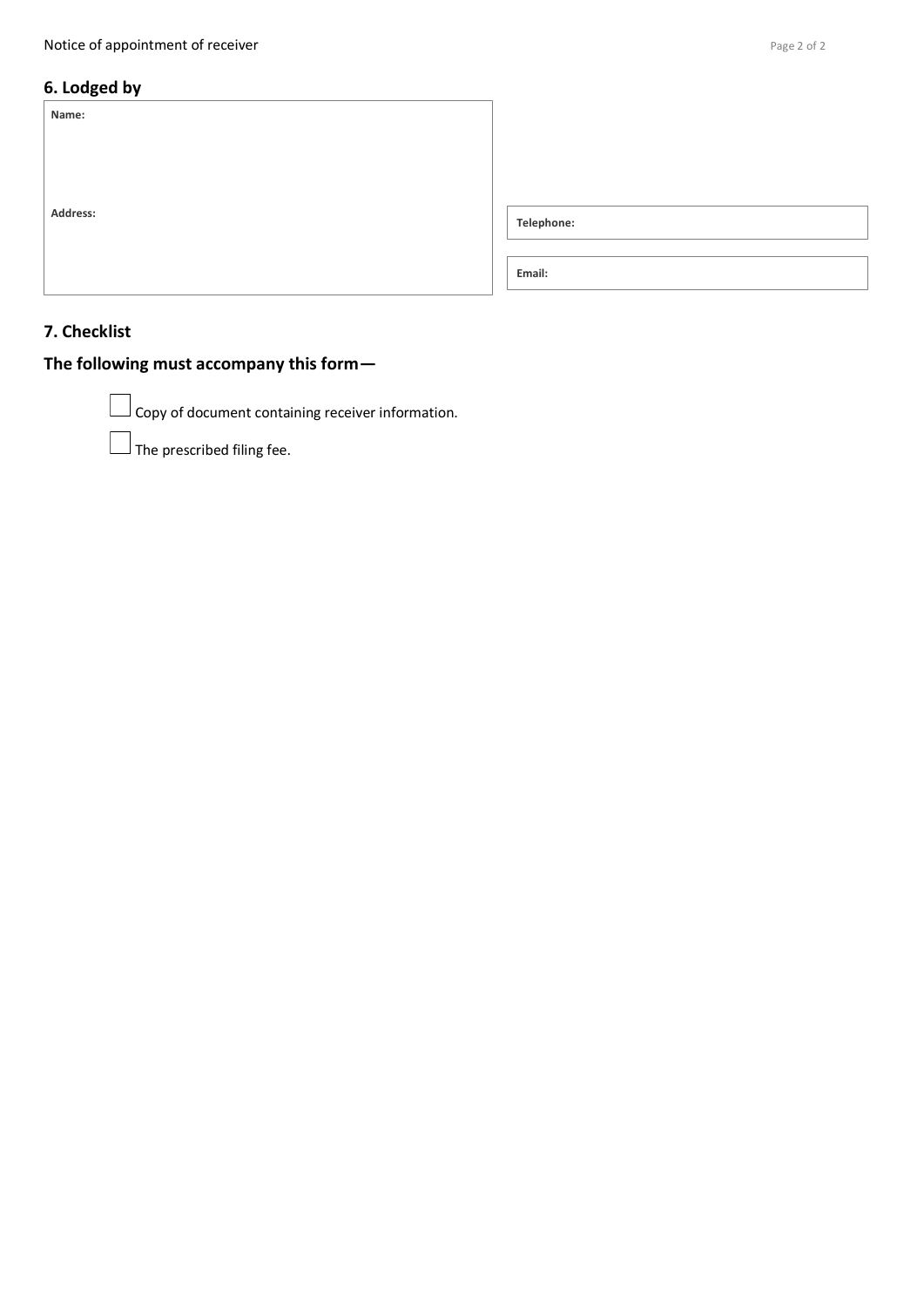## 6. Lodged by

**Name:**

**Address:**

**Telephone:**

**Email:**

## 7. Checklist

## The following must accompany this form—

- [ ] Copy of document containing receiver information.
- [ ] The prescribed filing fee.